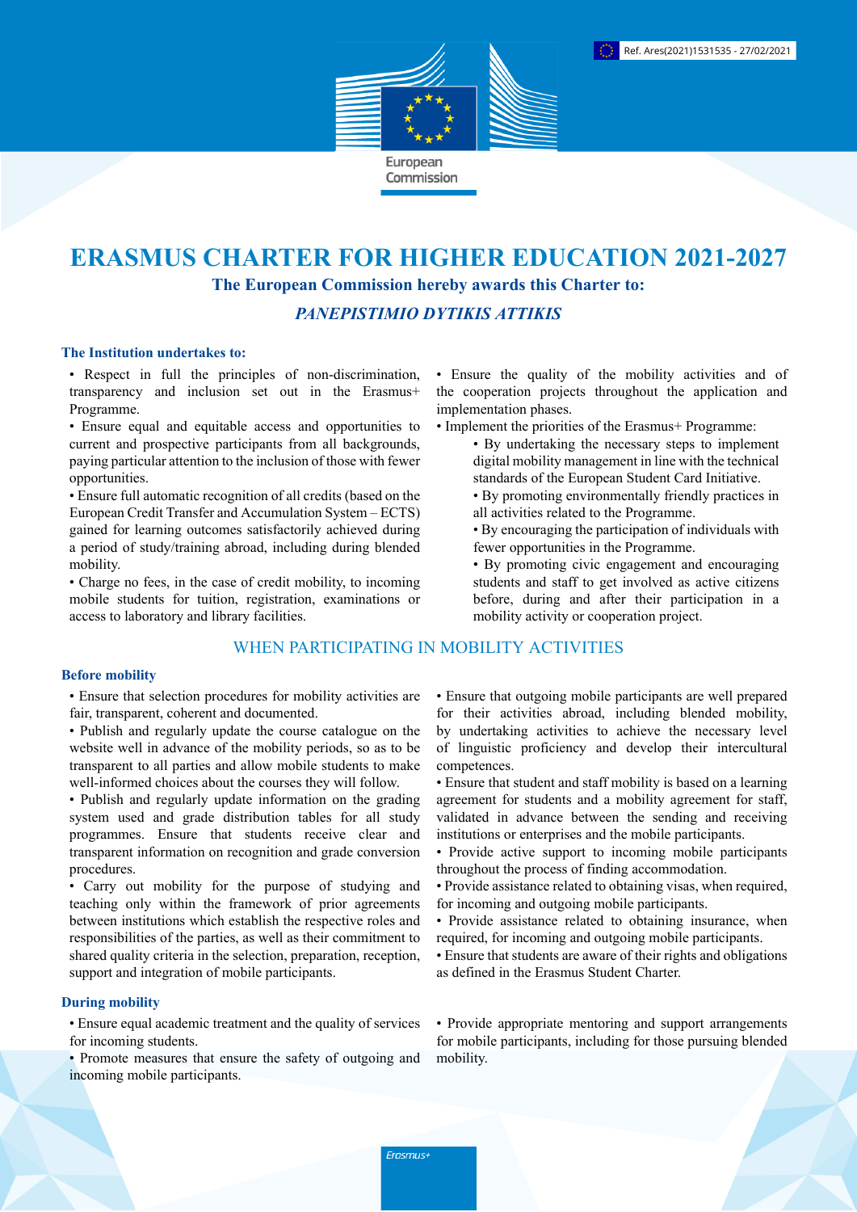Ref. Ares(2021)1531535 - 27/02/2021

European Commission

# ERASMUS CHARTER FOR HIGHER EDUCATION 2021-2027

**The European Commission hereby awards this Charter to:**

***PANEPISTIMIO DYTIKIS ATTIKIS***

**The Institution undertakes to:**

- Respect in full the principles of non-discrimination, transparency and inclusion set out in the Erasmus+ Programme.
- Ensure equal and equitable access and opportunities to current and prospective participants from all backgrounds, paying particular attention to the inclusion of those with fewer opportunities.
- Ensure full automatic recognition of all credits (based on the European Credit Transfer and Accumulation System – ECTS) gained for learning outcomes satisfactorily achieved during a period of study/training abroad, including during blended mobility.
- Charge no fees, in the case of credit mobility, to incoming mobile students for tuition, registration, examinations or access to laboratory and library facilities.
- Ensure the quality of the mobility activities and of the cooperation projects throughout the application and implementation phases.
- Implement the priorities of the Erasmus+ Programme:
  - By undertaking the necessary steps to implement digital mobility management in line with the technical standards of the European Student Card Initiative.
  - By promoting environmentally friendly practices in all activities related to the Programme.
  - By encouraging the participation of individuals with fewer opportunities in the Programme.
  - By promoting civic engagement and encouraging students and staff to get involved as active citizens before, during and after their participation in a mobility activity or cooperation project.

## WHEN PARTICIPATING IN MOBILITY ACTIVITIES

**Before mobility**

- Ensure that selection procedures for mobility activities are fair, transparent, coherent and documented.
- Publish and regularly update the course catalogue on the website well in advance of the mobility periods, so as to be transparent to all parties and allow mobile students to make well-informed choices about the courses they will follow.
- Publish and regularly update information on the grading system used and grade distribution tables for all study programmes. Ensure that students receive clear and transparent information on recognition and grade conversion procedures.
- Carry out mobility for the purpose of studying and teaching only within the framework of prior agreements between institutions which establish the respective roles and responsibilities of the parties, as well as their commitment to shared quality criteria in the selection, preparation, reception, support and integration of mobile participants.
- Ensure that outgoing mobile participants are well prepared for their activities abroad, including blended mobility, by undertaking activities to achieve the necessary level of linguistic proficiency and develop their intercultural competences.
- Ensure that student and staff mobility is based on a learning agreement for students and a mobility agreement for staff, validated in advance between the sending and receiving institutions or enterprises and the mobile participants.
- Provide active support to incoming mobile participants throughout the process of finding accommodation.
- Provide assistance related to obtaining visas, when required, for incoming and outgoing mobile participants.
- Provide assistance related to obtaining insurance, when required, for incoming and outgoing mobile participants.
- Ensure that students are aware of their rights and obligations as defined in the Erasmus Student Charter.

**During mobility**

- Ensure equal academic treatment and the quality of services for incoming students.
- Promote measures that ensure the safety of outgoing and incoming mobile participants.
- Provide appropriate mentoring and support arrangements for mobile participants, including for those pursuing blended mobility.

Erasmus+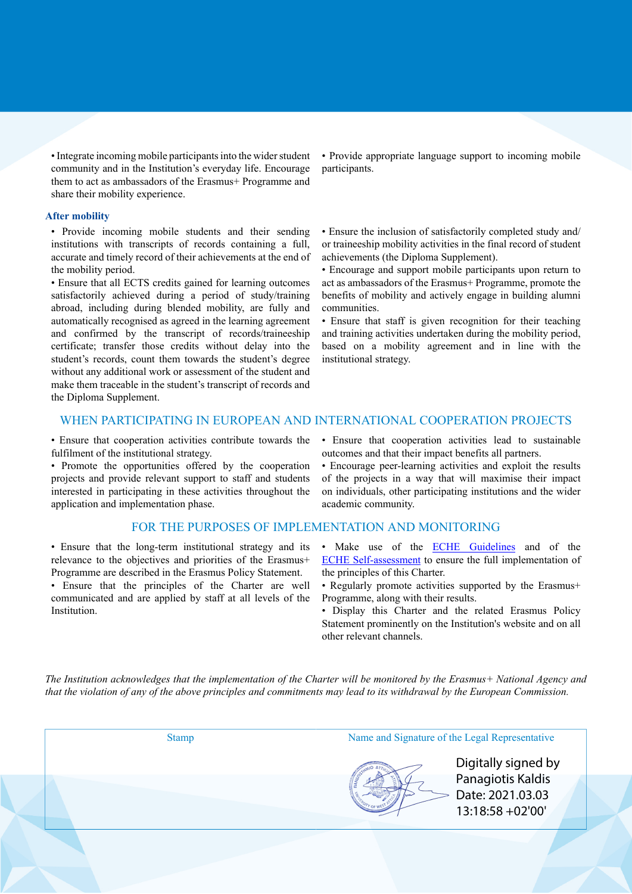- Integrate incoming mobile participants into the wider student community and in the Institution's everyday life. Encourage them to act as ambassadors of the Erasmus+ Programme and share their mobility experience.
- Provide appropriate language support to incoming mobile participants.

### After mobility

- Provide incoming mobile students and their sending institutions with transcripts of records containing a full, accurate and timely record of their achievements at the end of the mobility period.
- Ensure that all ECTS credits gained for learning outcomes satisfactorily achieved during a period of study/training abroad, including during blended mobility, are fully and automatically recognised as agreed in the learning agreement and confirmed by the transcript of records/traineeship certificate; transfer those credits without delay into the student's records, count them towards the student's degree without any additional work or assessment of the student and make them traceable in the student's transcript of records and the Diploma Supplement.
- Ensure the inclusion of satisfactorily completed study and/or traineeship mobility activities in the final record of student achievements (the Diploma Supplement).
- Encourage and support mobile participants upon return to act as ambassadors of the Erasmus+ Programme, promote the benefits of mobility and actively engage in building alumni communities.
- Ensure that staff is given recognition for their teaching and training activities undertaken during the mobility period, based on a mobility agreement and in line with the institutional strategy.

## WHEN PARTICIPATING IN EUROPEAN AND INTERNATIONAL COOPERATION PROJECTS

- Ensure that cooperation activities contribute towards the fulfilment of the institutional strategy.
- Promote the opportunities offered by the cooperation projects and provide relevant support to staff and students interested in participating in these activities throughout the application and implementation phase.
- Ensure that cooperation activities lead to sustainable outcomes and that their impact benefits all partners.
- Encourage peer-learning activities and exploit the results of the projects in a way that will maximise their impact on individuals, other participating institutions and the wider academic community.

## FOR THE PURPOSES OF IMPLEMENTATION AND MONITORING

- Ensure that the long-term institutional strategy and its relevance to the objectives and priorities of the Erasmus+ Programme are described in the Erasmus Policy Statement.
- Ensure that the principles of the Charter are well communicated and are applied by staff at all levels of the Institution.
- Make use of the ECHE Guidelines and of the ECHE Self-assessment to ensure the full implementation of the principles of this Charter.
- Regularly promote activities supported by the Erasmus+ Programme, along with their results.
- Display this Charter and the related Erasmus Policy Statement prominently on the Institution's website and on all other relevant channels.

*The Institution acknowledges that the implementation of the Charter will be monitored by the Erasmus+ National Agency and that the violation of any of the above principles and commitments may lead to its withdrawal by the European Commission.*

| Stamp | Name and Signature of the Legal Representative |
| --- | --- |
| | Digitally signed by Panagiotis Kaldis Date: 2021.03.03 13:18:58 +02'00' |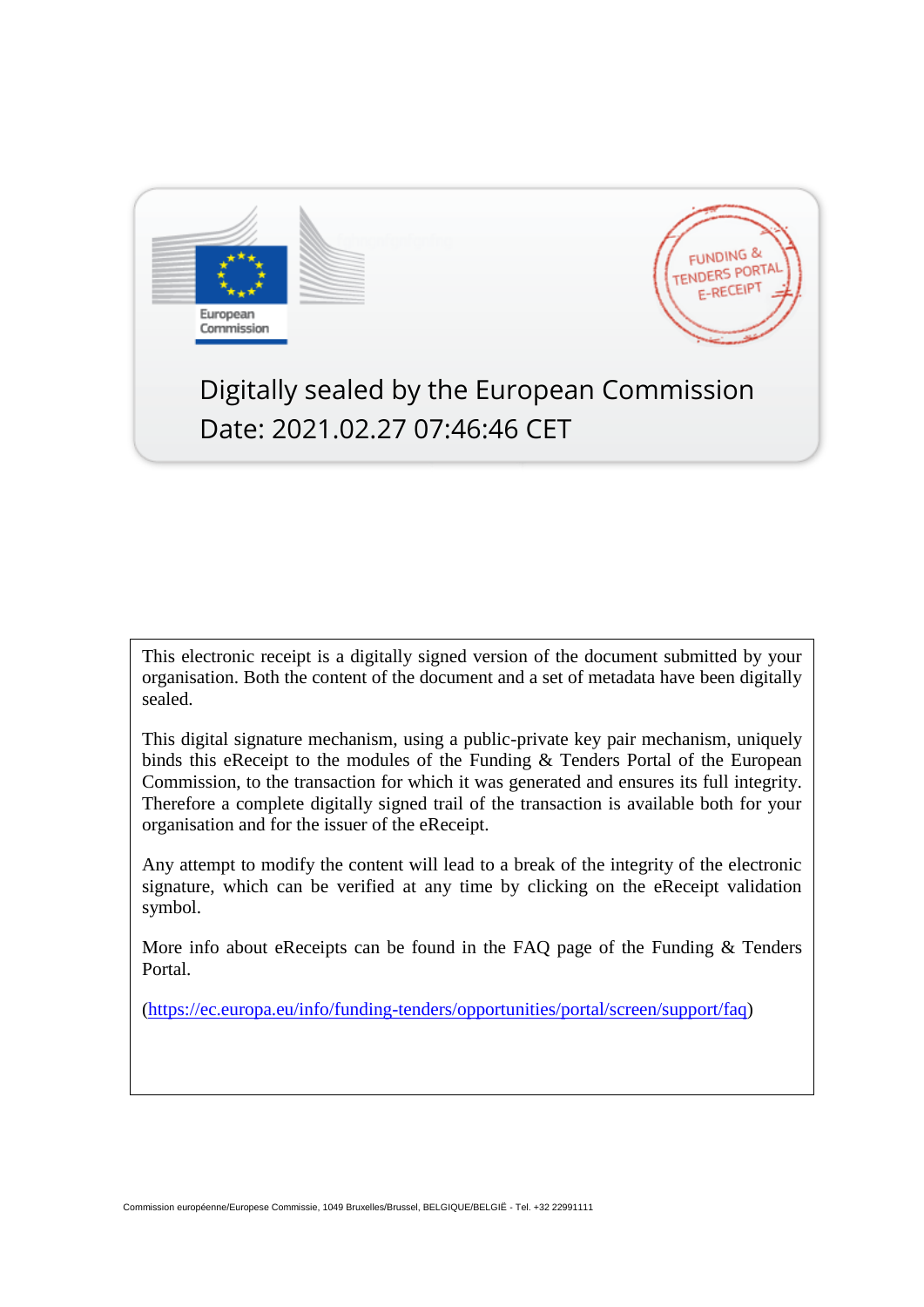European Commission

FUNDING & TENDERS PORTAL E-RECEIPT

Digitally sealed by the European Commission
Date: 2021.02.27 07:46:46 CET

This electronic receipt is a digitally signed version of the document submitted by your organisation. Both the content of the document and a set of metadata have been digitally sealed.

This digital signature mechanism, using a public-private key pair mechanism, uniquely binds this eReceipt to the modules of the Funding & Tenders Portal of the European Commission, to the transaction for which it was generated and ensures its full integrity. Therefore a complete digitally signed trail of the transaction is available both for your organisation and for the issuer of the eReceipt.

Any attempt to modify the content will lead to a break of the integrity of the electronic signature, which can be verified at any time by clicking on the eReceipt validation symbol.

More info about eReceipts can be found in the FAQ page of the Funding & Tenders Portal.

(https://ec.europa.eu/info/funding-tenders/opportunities/portal/screen/support/faq)

Commission européenne/Europese Commissie, 1049 Bruxelles/Brussel, BELGIQUE/BELGIË - Tel. +32 22991111